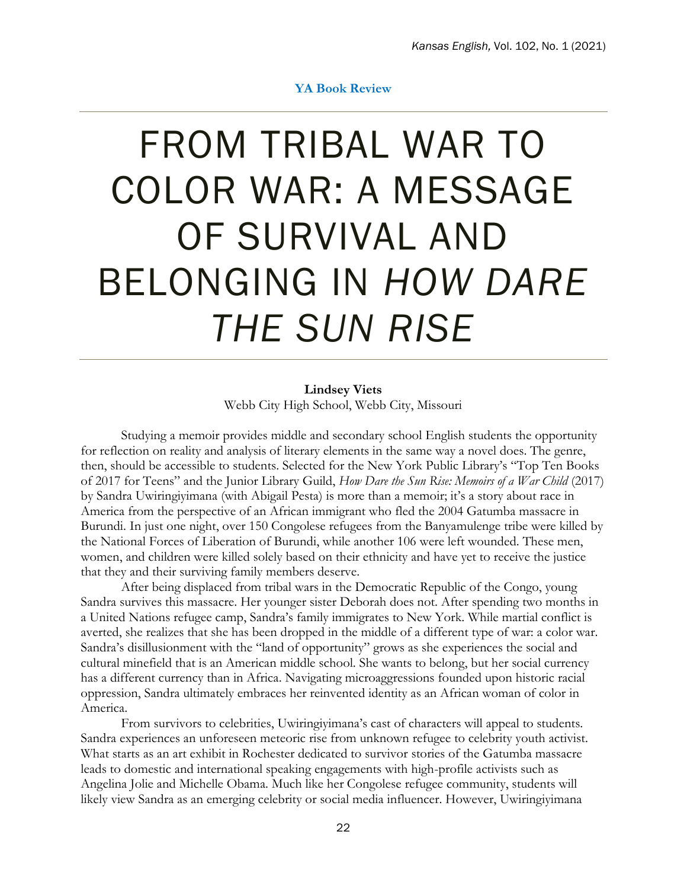**YA Book Review**

# FROM TRIBAL WAR TO COLOR WAR: A MESSAGE OF SURVIVAL AND BELONGING IN *HOW DARE THE SUN RISE*

**Lindsey Viets**
Webb City High School, Webb City, Missouri

Studying a memoir provides middle and secondary school English students the opportunity for reflection on reality and analysis of literary elements in the same way a novel does. The genre, then, should be accessible to students. Selected for the New York Public Library's "Top Ten Books of 2017 for Teens" and the Junior Library Guild, *How Dare the Sun Rise: Memoirs of a War Child* (2017) by Sandra Uwiringiyimana (with Abigail Pesta) is more than a memoir; it's a story about race in America from the perspective of an African immigrant who fled the 2004 Gatumba massacre in Burundi. In just one night, over 150 Congolese refugees from the Banyamulenge tribe were killed by the National Forces of Liberation of Burundi, while another 106 were left wounded. These men, women, and children were killed solely based on their ethnicity and have yet to receive the justice that they and their surviving family members deserve.

After being displaced from tribal wars in the Democratic Republic of the Congo, young Sandra survives this massacre. Her younger sister Deborah does not. After spending two months in a United Nations refugee camp, Sandra's family immigrates to New York. While martial conflict is averted, she realizes that she has been dropped in the middle of a different type of war: a color war. Sandra's disillusionment with the "land of opportunity" grows as she experiences the social and cultural minefield that is an American middle school. She wants to belong, but her social currency has a different currency than in Africa. Navigating microaggressions founded upon historic racial oppression, Sandra ultimately embraces her reinvented identity as an African woman of color in America.

From survivors to celebrities, Uwiringiyimana's cast of characters will appeal to students. Sandra experiences an unforeseen meteoric rise from unknown refugee to celebrity youth activist. What starts as an art exhibit in Rochester dedicated to survivor stories of the Gatumba massacre leads to domestic and international speaking engagements with high-profile activists such as Angelina Jolie and Michelle Obama. Much like her Congolese refugee community, students will likely view Sandra as an emerging celebrity or social media influencer. However, Uwiringiyimana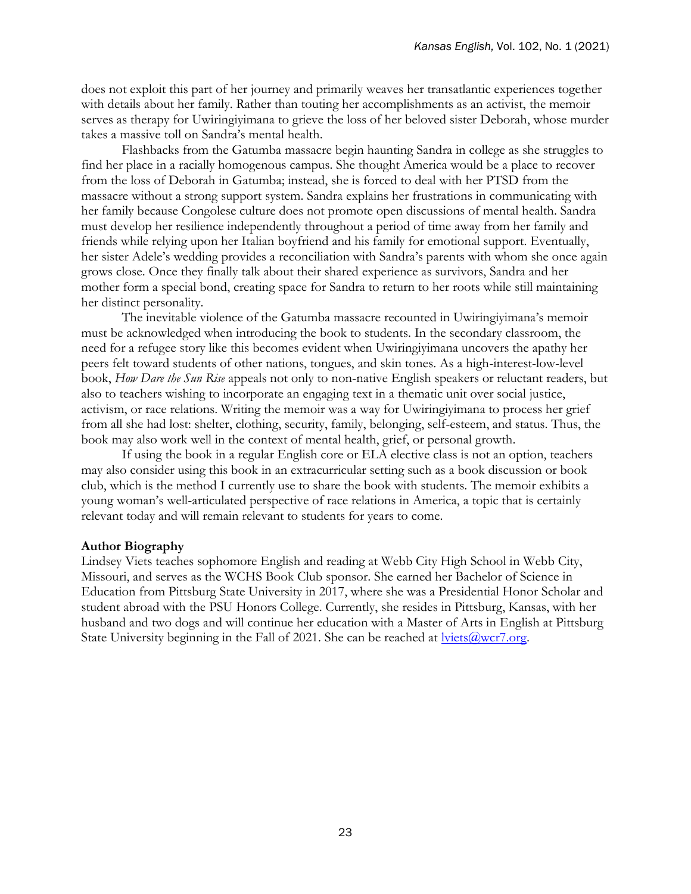does not exploit this part of her journey and primarily weaves her transatlantic experiences together with details about her family. Rather than touting her accomplishments as an activist, the memoir serves as therapy for Uwiringiyimana to grieve the loss of her beloved sister Deborah, whose murder takes a massive toll on Sandra's mental health.

Flashbacks from the Gatumba massacre begin haunting Sandra in college as she struggles to find her place in a racially homogenous campus. She thought America would be a place to recover from the loss of Deborah in Gatumba; instead, she is forced to deal with her PTSD from the massacre without a strong support system. Sandra explains her frustrations in communicating with her family because Congolese culture does not promote open discussions of mental health. Sandra must develop her resilience independently throughout a period of time away from her family and friends while relying upon her Italian boyfriend and his family for emotional support. Eventually, her sister Adele's wedding provides a reconciliation with Sandra's parents with whom she once again grows close. Once they finally talk about their shared experience as survivors, Sandra and her mother form a special bond, creating space for Sandra to return to her roots while still maintaining her distinct personality.

The inevitable violence of the Gatumba massacre recounted in Uwiringiyimana's memoir must be acknowledged when introducing the book to students. In the secondary classroom, the need for a refugee story like this becomes evident when Uwiringiyimana uncovers the apathy her peers felt toward students of other nations, tongues, and skin tones. As a high-interest-low-level book, *How Dare the Sun Rise* appeals not only to non-native English speakers or reluctant readers, but also to teachers wishing to incorporate an engaging text in a thematic unit over social justice, activism, or race relations. Writing the memoir was a way for Uwiringiyimana to process her grief from all she had lost: shelter, clothing, security, family, belonging, self-esteem, and status. Thus, the book may also work well in the context of mental health, grief, or personal growth.

If using the book in a regular English core or ELA elective class is not an option, teachers may also consider using this book in an extracurricular setting such as a book discussion or book club, which is the method I currently use to share the book with students. The memoir exhibits a young woman's well-articulated perspective of race relations in America, a topic that is certainly relevant today and will remain relevant to students for years to come.

**Author Biography**

Lindsey Viets teaches sophomore English and reading at Webb City High School in Webb City, Missouri, and serves as the WCHS Book Club sponsor. She earned her Bachelor of Science in Education from Pittsburg State University in 2017, where she was a Presidential Honor Scholar and student abroad with the PSU Honors College. Currently, she resides in Pittsburg, Kansas, with her husband and two dogs and will continue her education with a Master of Arts in English at Pittsburg State University beginning in the Fall of 2021. She can be reached at lviets@wcr7.org.